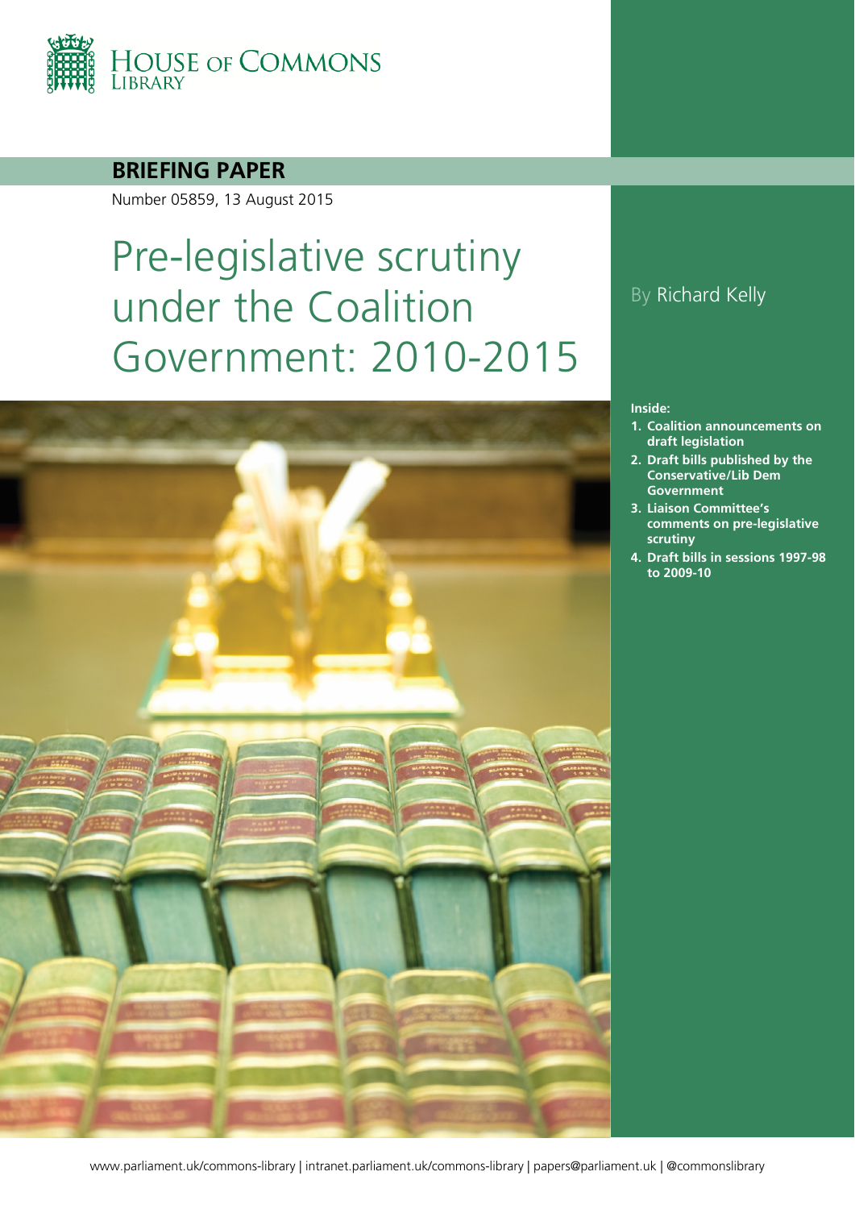House of Commons Library

**BRIEFING PAPER**

Number 05859, 13 August 2015

# Pre-legislative scrutiny under the Coalition Government: 2010-2015

By Richard Kelly

**Inside:**

1. **Coalition announcements on draft legislation**
2. **Draft bills published by the Conservative/Lib Dem Government**
3. **Liaison Committee's comments on pre-legislative scrutiny**
4. **Draft bills in sessions 1997-98 to 2009-10**

www.parliament.uk/commons-library | intranet.parliament.uk/commons-library | papers@parliament.uk | @commonslibrary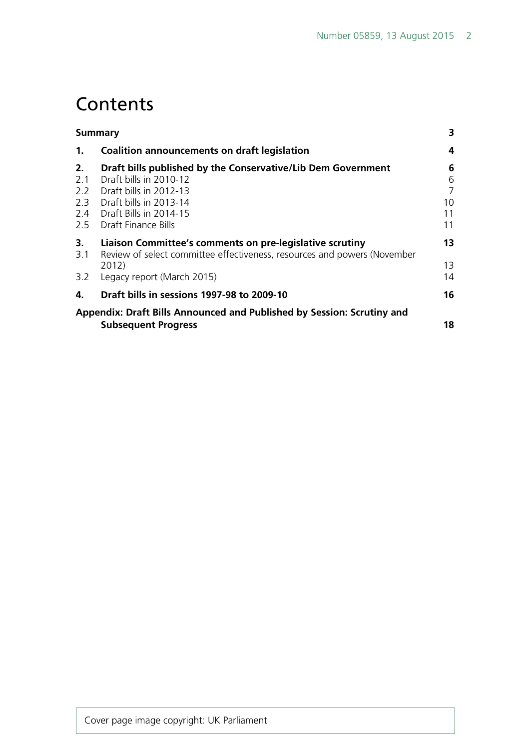# Contents

| | | |
|---|---|---|
| **Summary** | | **3** |
| **1.** | **Coalition announcements on draft legislation** | **4** |
| **2.** | **Draft bills published by the Conservative/Lib Dem Government** | **6** |
| 2.1 | Draft bills in 2010-12 | 6 |
| 2.2 | Draft bills in 2012-13 | 7 |
| 2.3 | Draft bills in 2013-14 | 10 |
| 2.4 | Draft Bills in 2014-15 | 11 |
| 2.5 | Draft Finance Bills | 11 |
| **3.** | **Liaison Committee's comments on pre-legislative scrutiny** | **13** |
| 3.1 | Review of select committee effectiveness, resources and powers (November 2012) | 13 |
| 3.2 | Legacy report (March 2015) | 14 |
| **4.** | **Draft bills in sessions 1997-98 to 2009-10** | **16** |
| **Appendix: Draft Bills Announced and Published by Session: Scrutiny and Subsequent Progress** | | **18** |

Cover page image copyright: UK Parliament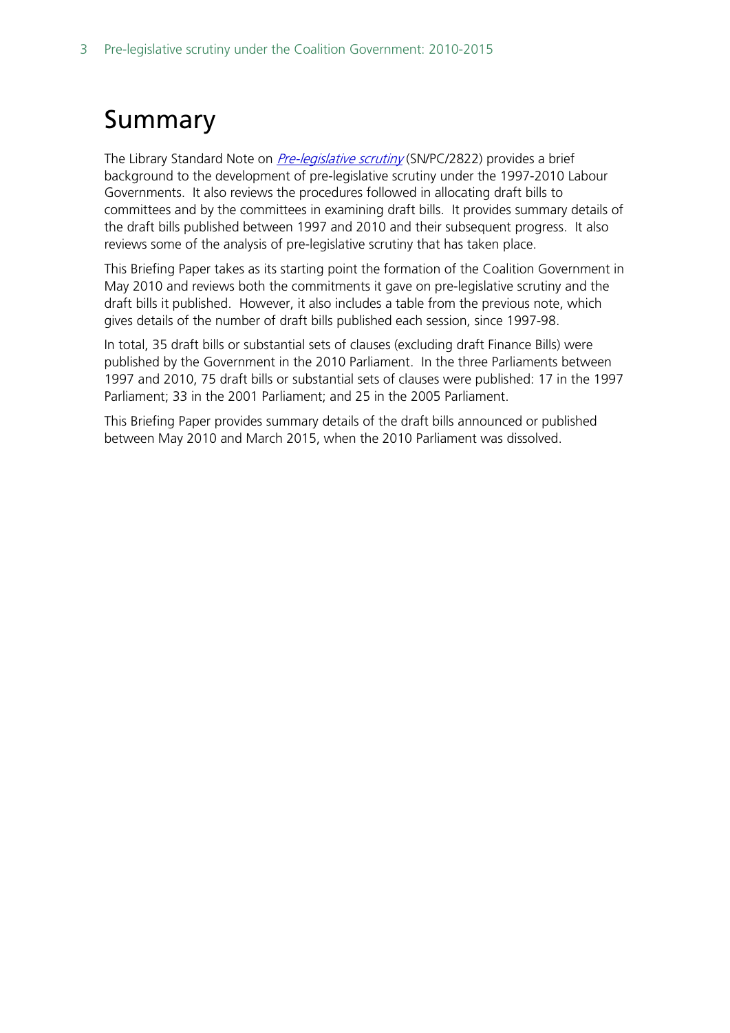# Summary

The Library Standard Note on *Pre-legislative scrutiny* (SN/PC/2822) provides a brief background to the development of pre-legislative scrutiny under the 1997-2010 Labour Governments. It also reviews the procedures followed in allocating draft bills to committees and by the committees in examining draft bills. It provides summary details of the draft bills published between 1997 and 2010 and their subsequent progress. It also reviews some of the analysis of pre-legislative scrutiny that has taken place.

This Briefing Paper takes as its starting point the formation of the Coalition Government in May 2010 and reviews both the commitments it gave on pre-legislative scrutiny and the draft bills it published. However, it also includes a table from the previous note, which gives details of the number of draft bills published each session, since 1997-98.

In total, 35 draft bills or substantial sets of clauses (excluding draft Finance Bills) were published by the Government in the 2010 Parliament. In the three Parliaments between 1997 and 2010, 75 draft bills or substantial sets of clauses were published: 17 in the 1997 Parliament; 33 in the 2001 Parliament; and 25 in the 2005 Parliament.

This Briefing Paper provides summary details of the draft bills announced or published between May 2010 and March 2015, when the 2010 Parliament was dissolved.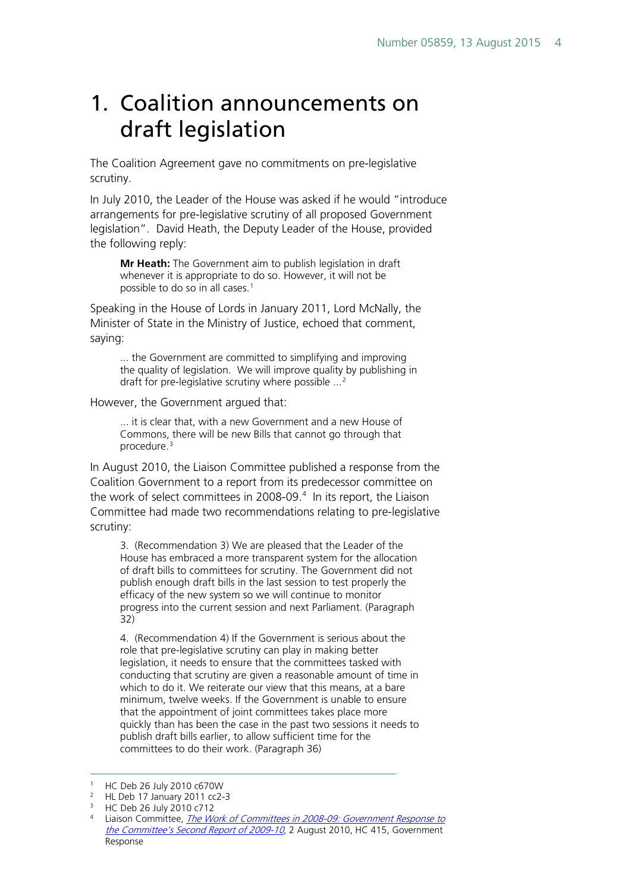# 1. Coalition announcements on draft legislation

The Coalition Agreement gave no commitments on pre-legislative scrutiny.

In July 2010, the Leader of the House was asked if he would "introduce arrangements for pre-legislative scrutiny of all proposed Government legislation". David Heath, the Deputy Leader of the House, provided the following reply:

> **Mr Heath:** The Government aim to publish legislation in draft whenever it is appropriate to do so. However, it will not be possible to do so in all cases.[1]

Speaking in the House of Lords in January 2011, Lord McNally, the Minister of State in the Ministry of Justice, echoed that comment, saying:

> ... the Government are committed to simplifying and improving the quality of legislation. We will improve quality by publishing in draft for pre-legislative scrutiny where possible ...[2]

However, the Government argued that:

> ... it is clear that, with a new Government and a new House of Commons, there will be new Bills that cannot go through that procedure.[3]

In August 2010, the Liaison Committee published a response from the Coalition Government to a report from its predecessor committee on the work of select committees in 2008-09.[4] In its report, the Liaison Committee had made two recommendations relating to pre-legislative scrutiny:

> 3. (Recommendation 3) We are pleased that the Leader of the House has embraced a more transparent system for the allocation of draft bills to committees for scrutiny. The Government did not publish enough draft bills in the last session to test properly the efficacy of the new system so we will continue to monitor progress into the current session and next Parliament. (Paragraph 32)
>
> 4. (Recommendation 4) If the Government is serious about the role that pre-legislative scrutiny can play in making better legislation, it needs to ensure that the committees tasked with conducting that scrutiny are given a reasonable amount of time in which to do it. We reiterate our view that this means, at a bare minimum, twelve weeks. If the Government is unable to ensure that the appointment of joint committees takes place more quickly than has been the case in the past two sessions it needs to publish draft bills earlier, to allow sufficient time for the committees to do their work. (Paragraph 36)

---

1. HC Deb 26 July 2010 c670W
2. HL Deb 17 January 2011 cc2-3
3. HC Deb 26 July 2010 c712
4. Liaison Committee, *The Work of Committees in 2008-09: Government Response to the Committee's Second Report of 2009-10*, 2 August 2010, HC 415, Government Response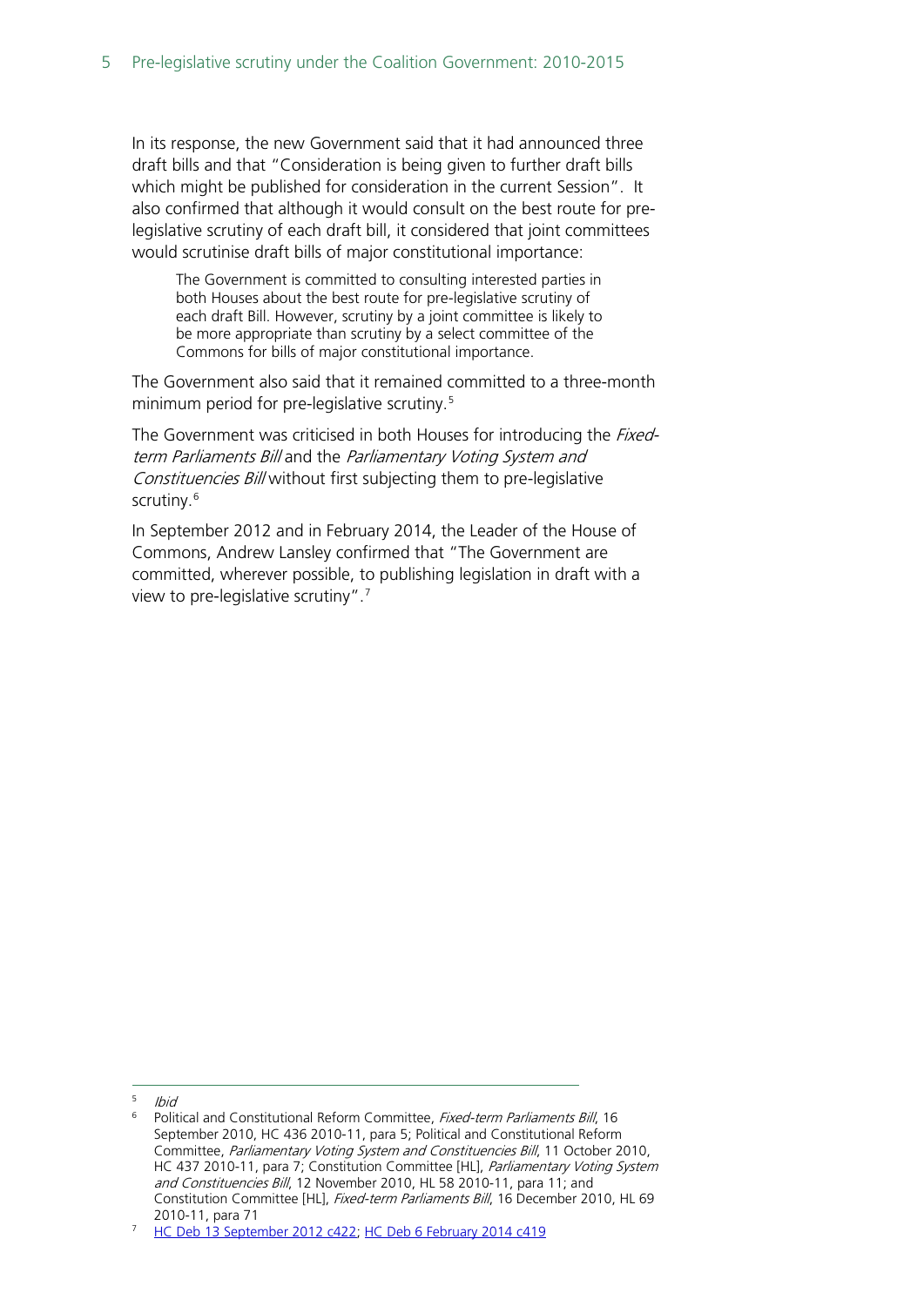In its response, the new Government said that it had announced three draft bills and that "Consideration is being given to further draft bills which might be published for consideration in the current Session". It also confirmed that although it would consult on the best route for pre-legislative scrutiny of each draft bill, it considered that joint committees would scrutinise draft bills of major constitutional importance:

> The Government is committed to consulting interested parties in both Houses about the best route for pre-legislative scrutiny of each draft Bill. However, scrutiny by a joint committee is likely to be more appropriate than scrutiny by a select committee of the Commons for bills of major constitutional importance.

The Government also said that it remained committed to a three-month minimum period for pre-legislative scrutiny.[5]

The Government was criticised in both Houses for introducing the *Fixed-term Parliaments Bill* and the *Parliamentary Voting System and Constituencies Bill* without first subjecting them to pre-legislative scrutiny.[6]

In September 2012 and in February 2014, the Leader of the House of Commons, Andrew Lansley confirmed that "The Government are committed, wherever possible, to publishing legislation in draft with a view to pre-legislative scrutiny".[7]

---

[5] *Ibid*

[6] Political and Constitutional Reform Committee, *Fixed-term Parliaments Bill*, 16 September 2010, HC 436 2010-11, para 5; Political and Constitutional Reform Committee, *Parliamentary Voting System and Constituencies Bill*, 11 October 2010, HC 437 2010-11, para 7; Constitution Committee [HL], *Parliamentary Voting System and Constituencies Bill*, 12 November 2010, HL 58 2010-11, para 11; and Constitution Committee [HL], *Fixed-term Parliaments Bill*, 16 December 2010, HL 69 2010-11, para 71

[7] HC Deb 13 September 2012 c422; HC Deb 6 February 2014 c419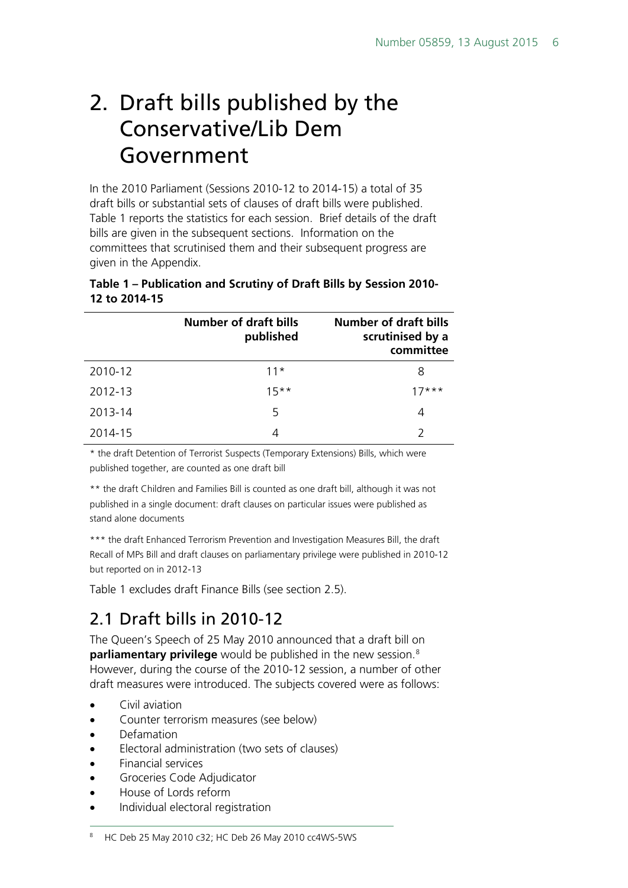# 2. Draft bills published by the Conservative/Lib Dem Government

In the 2010 Parliament (Sessions 2010-12 to 2014-15) a total of 35 draft bills or substantial sets of clauses of draft bills were published. Table 1 reports the statistics for each session. Brief details of the draft bills are given in the subsequent sections. Information on the committees that scrutinised them and their subsequent progress are given in the Appendix.

**Table 1 – Publication and Scrutiny of Draft Bills by Session 2010-12 to 2014-15**

| | Number of draft bills published | Number of draft bills scrutinised by a committee |
|---|---|---|
| 2010-12 | 11* | 8 |
| 2012-13 | 15** | 17*** |
| 2013-14 | 5 | 4 |
| 2014-15 | 4 | 2 |

\* the draft Detention of Terrorist Suspects (Temporary Extensions) Bills, which were published together, are counted as one draft bill

\** the draft Children and Families Bill is counted as one draft bill, although it was not published in a single document: draft clauses on particular issues were published as stand alone documents

\*** the draft Enhanced Terrorism Prevention and Investigation Measures Bill, the draft Recall of MPs Bill and draft clauses on parliamentary privilege were published in 2010-12 but reported on in 2012-13

Table 1 excludes draft Finance Bills (see section 2.5).

## 2.1 Draft bills in 2010-12

The Queen's Speech of 25 May 2010 announced that a draft bill on **parliamentary privilege** would be published in the new session.[8] However, during the course of the 2010-12 session, a number of other draft measures were introduced. The subjects covered were as follows:

- Civil aviation
- Counter terrorism measures (see below)
- Defamation
- Electoral administration (two sets of clauses)
- Financial services
- Groceries Code Adjudicator
- House of Lords reform
- Individual electoral registration

[8] HC Deb 25 May 2010 c32; HC Deb 26 May 2010 cc4WS-5WS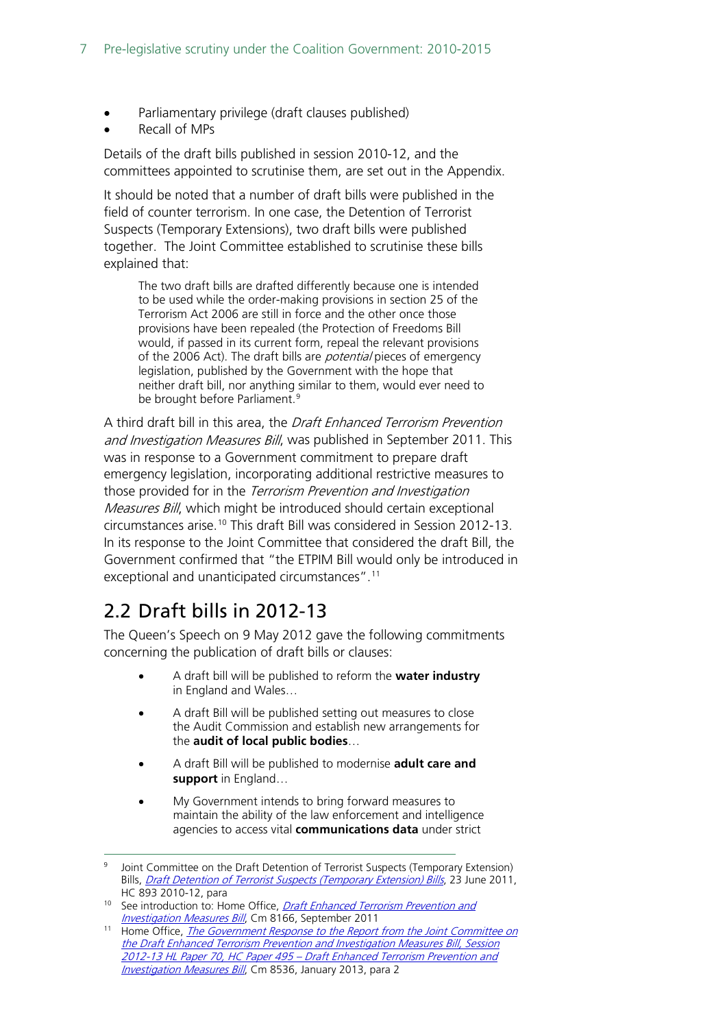- Parliamentary privilege (draft clauses published)
- Recall of MPs

Details of the draft bills published in session 2010-12, and the committees appointed to scrutinise them, are set out in the Appendix.

It should be noted that a number of draft bills were published in the field of counter terrorism. In one case, the Detention of Terrorist Suspects (Temporary Extensions), two draft bills were published together. The Joint Committee established to scrutinise these bills explained that:

> The two draft bills are drafted differently because one is intended to be used while the order-making provisions in section 25 of the Terrorism Act 2006 are still in force and the other once those provisions have been repealed (the Protection of Freedoms Bill would, if passed in its current form, repeal the relevant provisions of the 2006 Act). The draft bills are *potential* pieces of emergency legislation, published by the Government with the hope that neither draft bill, nor anything similar to them, would ever need to be brought before Parliament.[9]

A third draft bill in this area, the *Draft Enhanced Terrorism Prevention and Investigation Measures Bill*, was published in September 2011. This was in response to a Government commitment to prepare draft emergency legislation, incorporating additional restrictive measures to those provided for in the *Terrorism Prevention and Investigation Measures Bill*, which might be introduced should certain exceptional circumstances arise.[10] This draft Bill was considered in Session 2012-13. In its response to the Joint Committee that considered the draft Bill, the Government confirmed that "the ETPIM Bill would only be introduced in exceptional and unanticipated circumstances".[11]

## 2.2 Draft bills in 2012-13

The Queen's Speech on 9 May 2012 gave the following commitments concerning the publication of draft bills or clauses:

> - A draft bill will be published to reform the **water industry** in England and Wales…
> - A draft Bill will be published setting out measures to close the Audit Commission and establish new arrangements for the **audit of local public bodies**…
> - A draft Bill will be published to modernise **adult care and support** in England…
> - My Government intends to bring forward measures to maintain the ability of the law enforcement and intelligence agencies to access vital **communications data** under strict

---

[9] Joint Committee on the Draft Detention of Terrorist Suspects (Temporary Extension) Bills, *Draft Detention of Terrorist Suspects (Temporary Extension) Bills*, 23 June 2011, HC 893 2010-12, para

[10] See introduction to: Home Office, *Draft Enhanced Terrorism Prevention and Investigation Measures Bill*, Cm 8166, September 2011

[11] Home Office, *The Government Response to the Report from the Joint Committee on the Draft Enhanced Terrorism Prevention and Investigation Measures Bill, Session 2012-13 HL Paper 70, HC Paper 495 – Draft Enhanced Terrorism Prevention and Investigation Measures Bill*, Cm 8536, January 2013, para 2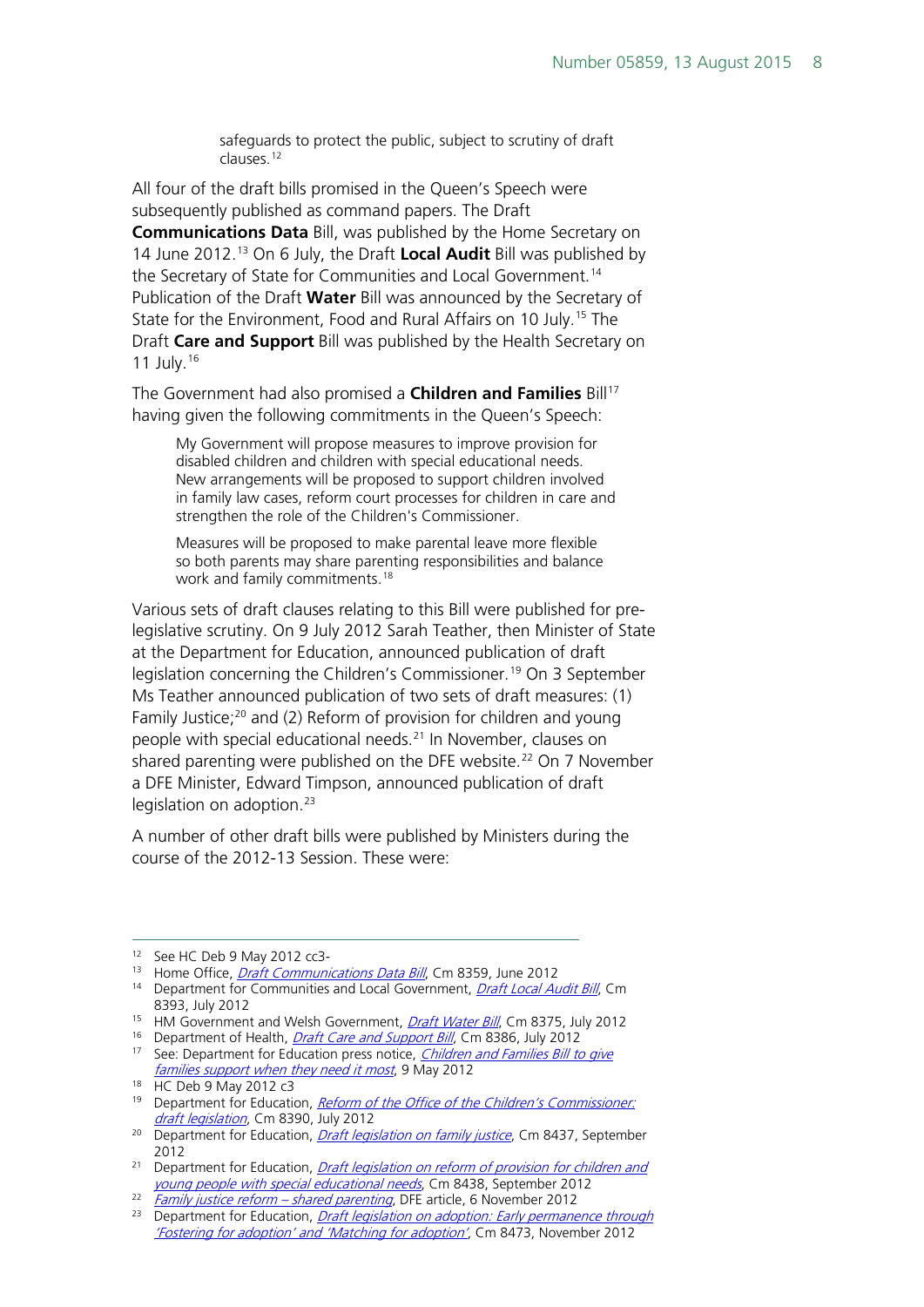> safeguards to protect the public, subject to scrutiny of draft clauses.[12]

All four of the draft bills promised in the Queen's Speech were subsequently published as command papers. The Draft **Communications Data** Bill, was published by the Home Secretary on 14 June 2012.[13] On 6 July, the Draft **Local Audit** Bill was published by the Secretary of State for Communities and Local Government.[14] Publication of the Draft **Water** Bill was announced by the Secretary of State for the Environment, Food and Rural Affairs on 10 July.[15] The Draft **Care and Support** Bill was published by the Health Secretary on 11 July.[16]

The Government had also promised a **Children and Families** Bill[17] having given the following commitments in the Queen's Speech:

> My Government will propose measures to improve provision for disabled children and children with special educational needs. New arrangements will be proposed to support children involved in family law cases, reform court processes for children in care and strengthen the role of the Children's Commissioner.
>
> Measures will be proposed to make parental leave more flexible so both parents may share parenting responsibilities and balance work and family commitments.[18]

Various sets of draft clauses relating to this Bill were published for pre-legislative scrutiny. On 9 July 2012 Sarah Teather, then Minister of State at the Department for Education, announced publication of draft legislation concerning the Children's Commissioner.[19] On 3 September Ms Teather announced publication of two sets of draft measures: (1) Family Justice;[20] and (2) Reform of provision for children and young people with special educational needs.[21] In November, clauses on shared parenting were published on the DFE website.[22] On 7 November a DFE Minister, Edward Timpson, announced publication of draft legislation on adoption.[23]

A number of other draft bills were published by Ministers during the course of the 2012-13 Session. These were:

---

[12] See HC Deb 9 May 2012 cc3-

[13] Home Office, *Draft Communications Data Bill*, Cm 8359, June 2012

[14] Department for Communities and Local Government, *Draft Local Audit Bill*, Cm 8393, July 2012

[15] HM Government and Welsh Government, *Draft Water Bill*, Cm 8375, July 2012

[16] Department of Health, *Draft Care and Support Bill*, Cm 8386, July 2012

[17] See: Department for Education press notice, *Children and Families Bill to give families support when they need it most*, 9 May 2012

[18] HC Deb 9 May 2012 c3

[19] Department for Education, *Reform of the Office of the Children's Commissioner: draft legislation*, Cm 8390, July 2012

[20] Department for Education, *Draft legislation on family justice*, Cm 8437, September 2012

[21] Department for Education, *Draft legislation on reform of provision for children and young people with special educational needs*, Cm 8438, September 2012

[22] *Family justice reform – shared parenting*, DFE article, 6 November 2012

[23] Department for Education, *Draft legislation on adoption: Early permanence through 'Fostering for adoption' and 'Matching for adoption'*, Cm 8473, November 2012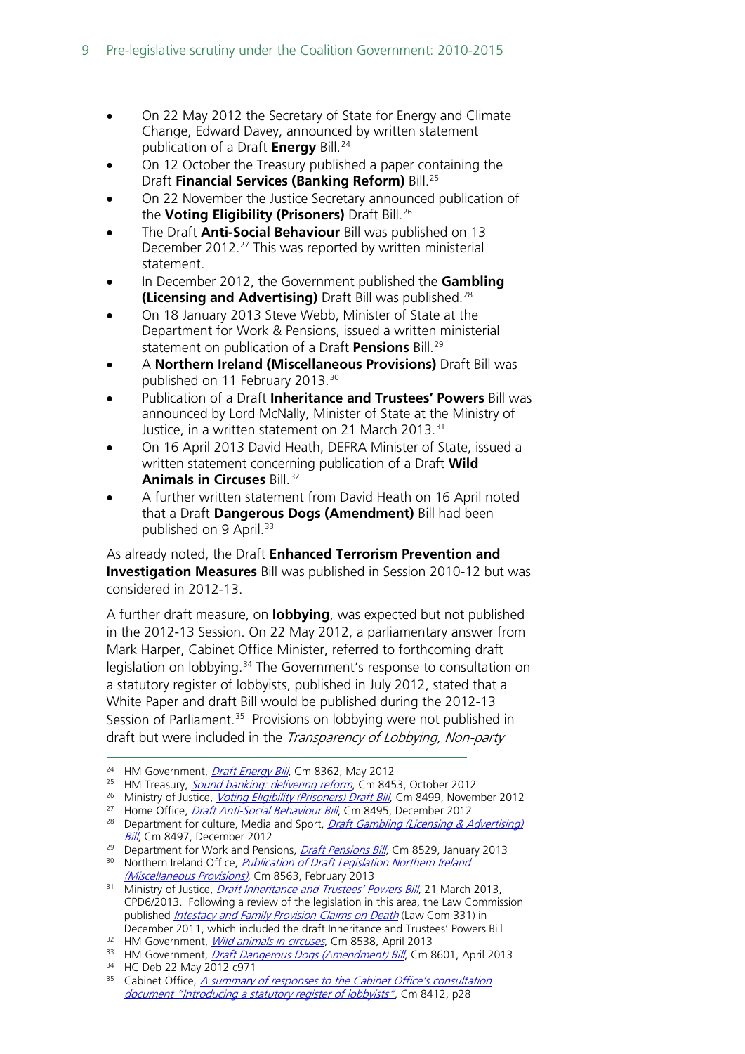- On 22 May 2012 the Secretary of State for Energy and Climate Change, Edward Davey, announced by written statement publication of a Draft **Energy** Bill.[24]
- On 12 October the Treasury published a paper containing the Draft **Financial Services (Banking Reform)** Bill.[25]
- On 22 November the Justice Secretary announced publication of the **Voting Eligibility (Prisoners)** Draft Bill.[26]
- The Draft **Anti-Social Behaviour** Bill was published on 13 December 2012.[27] This was reported by written ministerial statement.
- In December 2012, the Government published the **Gambling (Licensing and Advertising)** Draft Bill was published.[28]
- On 18 January 2013 Steve Webb, Minister of State at the Department for Work & Pensions, issued a written ministerial statement on publication of a Draft **Pensions** Bill.[29]
- A **Northern Ireland (Miscellaneous Provisions)** Draft Bill was published on 11 February 2013.[30]
- Publication of a Draft **Inheritance and Trustees' Powers** Bill was announced by Lord McNally, Minister of State at the Ministry of Justice, in a written statement on 21 March 2013.[31]
- On 16 April 2013 David Heath, DEFRA Minister of State, issued a written statement concerning publication of a Draft **Wild Animals in Circuses** Bill.[32]
- A further written statement from David Heath on 16 April noted that a Draft **Dangerous Dogs (Amendment)** Bill had been published on 9 April.[33]

As already noted, the Draft **Enhanced Terrorism Prevention and Investigation Measures** Bill was published in Session 2010-12 but was considered in 2012-13.

A further draft measure, on **lobbying**, was expected but not published in the 2012-13 Session. On 22 May 2012, a parliamentary answer from Mark Harper, Cabinet Office Minister, referred to forthcoming draft legislation on lobbying.[34] The Government's response to consultation on a statutory register of lobbyists, published in July 2012, stated that a White Paper and draft Bill would be published during the 2012-13 Session of Parliament.[35] Provisions on lobbying were not published in draft but were included in the *Transparency of Lobbying, Non-party*

---

[24] HM Government, *Draft Energy Bill*, Cm 8362, May 2012

[25] HM Treasury, *Sound banking: delivering reform*, Cm 8453, October 2012

[26] Ministry of Justice, *Voting Eligibility (Prisoners) Draft Bill*, Cm 8499, November 2012

[27] Home Office, *Draft Anti-Social Behaviour Bill*, Cm 8495, December 2012

[28] Department for culture, Media and Sport, *Draft Gambling (Licensing & Advertising) Bill*, Cm 8497, December 2012

[29] Department for Work and Pensions, *Draft Pensions Bill*, Cm 8529, January 2013

[30] Northern Ireland Office, *Publication of Draft Legislation Northern Ireland (Miscellaneous Provisions)*, Cm 8563, February 2013

[31] Ministry of Justice, *Draft Inheritance and Trustees' Powers Bill*, 21 March 2013, CPD6/2013. Following a review of the legislation in this area, the Law Commission published *Intestacy and Family Provision Claims on Death* (Law Com 331) in December 2011, which included the draft Inheritance and Trustees' Powers Bill

[32] HM Government, *Wild animals in circuses*, Cm 8538, April 2013

[33] HM Government, *Draft Dangerous Dogs (Amendment) Bill*, Cm 8601, April 2013

[34] HC Deb 22 May 2012 c971

[35] Cabinet Office, *A summary of responses to the Cabinet Office's consultation document "Introducing a statutory register of lobbyists"*, Cm 8412, p28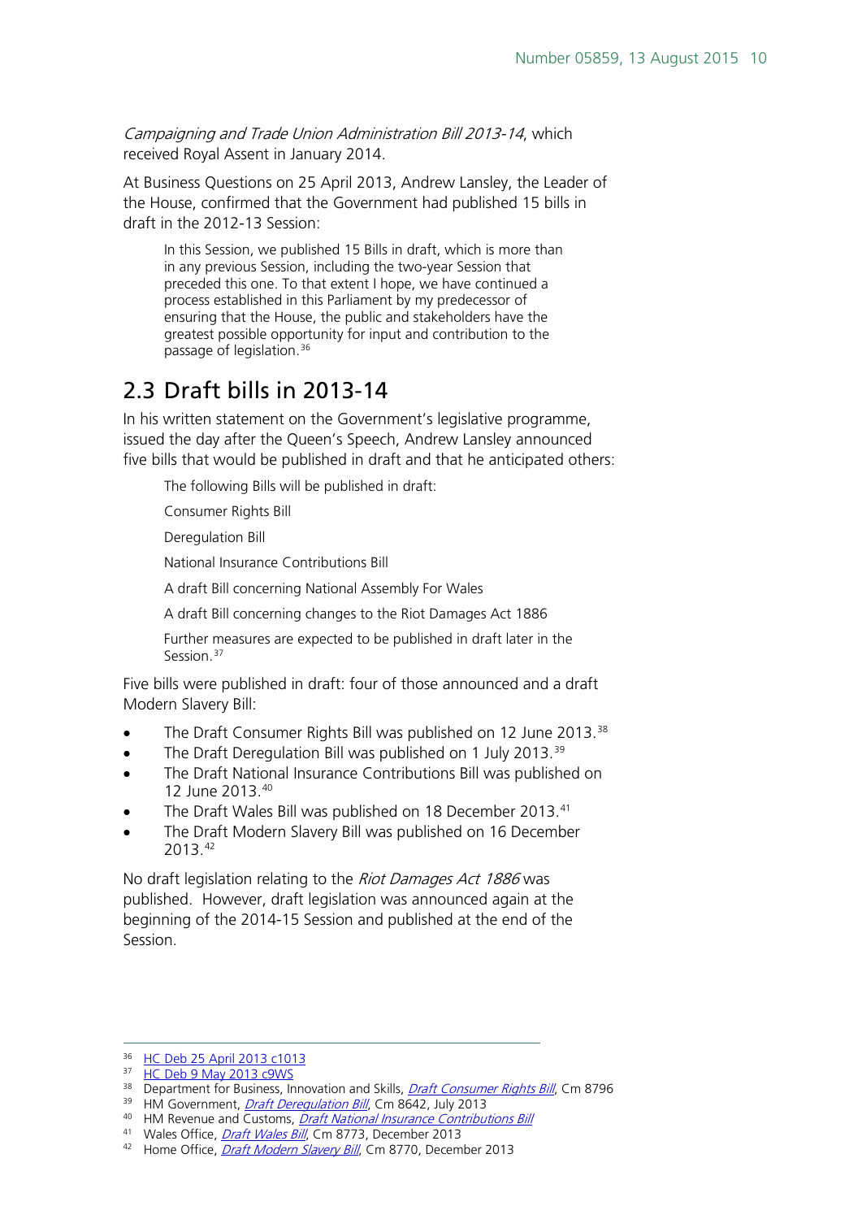*Campaigning and Trade Union Administration Bill 2013-14*, which received Royal Assent in January 2014.

At Business Questions on 25 April 2013, Andrew Lansley, the Leader of the House, confirmed that the Government had published 15 bills in draft in the 2012-13 Session:

> In this Session, we published 15 Bills in draft, which is more than in any previous Session, including the two-year Session that preceded this one. To that extent I hope, we have continued a process established in this Parliament by my predecessor of ensuring that the House, the public and stakeholders have the greatest possible opportunity for input and contribution to the passage of legislation.[36]

## 2.3 Draft bills in 2013-14

In his written statement on the Government's legislative programme, issued the day after the Queen's Speech, Andrew Lansley announced five bills that would be published in draft and that he anticipated others:

> The following Bills will be published in draft:
>
> Consumer Rights Bill
>
> Deregulation Bill
>
> National Insurance Contributions Bill
>
> A draft Bill concerning National Assembly For Wales
>
> A draft Bill concerning changes to the Riot Damages Act 1886
>
> Further measures are expected to be published in draft later in the Session.[37]

Five bills were published in draft: four of those announced and a draft Modern Slavery Bill:

- The Draft Consumer Rights Bill was published on 12 June 2013.[38]
- The Draft Deregulation Bill was published on 1 July 2013.[39]
- The Draft National Insurance Contributions Bill was published on 12 June 2013.[40]
- The Draft Wales Bill was published on 18 December 2013.[41]
- The Draft Modern Slavery Bill was published on 16 December 2013.[42]

No draft legislation relating to the *Riot Damages Act 1886* was published. However, draft legislation was announced again at the beginning of the 2014-15 Session and published at the end of the Session.

---

[36] HC Deb 25 April 2013 c1013

[37] HC Deb 9 May 2013 c9WS

[38] Department for Business, Innovation and Skills, *Draft Consumer Rights Bill*, Cm 8796

[39] HM Government, *Draft Deregulation Bill*, Cm 8642, July 2013

[40] HM Revenue and Customs, *Draft National Insurance Contributions Bill*

[41] Wales Office, *Draft Wales Bill*, Cm 8773, December 2013

[42] Home Office, *Draft Modern Slavery Bill*, Cm 8770, December 2013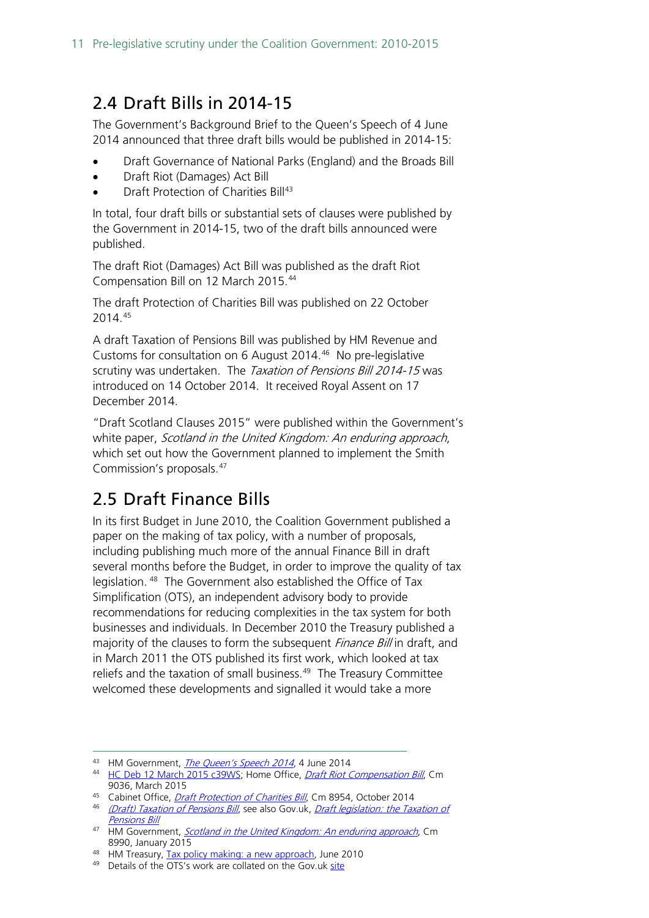## 2.4 Draft Bills in 2014-15

The Government's Background Brief to the Queen's Speech of 4 June 2014 announced that three draft bills would be published in 2014-15:

- Draft Governance of National Parks (England) and the Broads Bill
- Draft Riot (Damages) Act Bill
- Draft Protection of Charities Bill[43]

In total, four draft bills or substantial sets of clauses were published by the Government in 2014-15, two of the draft bills announced were published.

The draft Riot (Damages) Act Bill was published as the draft Riot Compensation Bill on 12 March 2015.[44]

The draft Protection of Charities Bill was published on 22 October 2014.[45]

A draft Taxation of Pensions Bill was published by HM Revenue and Customs for consultation on 6 August 2014.[46] No pre-legislative scrutiny was undertaken. The *Taxation of Pensions Bill 2014-15* was introduced on 14 October 2014. It received Royal Assent on 17 December 2014.

"Draft Scotland Clauses 2015" were published within the Government's white paper, *Scotland in the United Kingdom: An enduring approach*, which set out how the Government planned to implement the Smith Commission's proposals.[47]

## 2.5 Draft Finance Bills

In its first Budget in June 2010, the Coalition Government published a paper on the making of tax policy, with a number of proposals, including publishing much more of the annual Finance Bill in draft several months before the Budget, in order to improve the quality of tax legislation.[48] The Government also established the Office of Tax Simplification (OTS), an independent advisory body to provide recommendations for reducing complexities in the tax system for both businesses and individuals. In December 2010 the Treasury published a majority of the clauses to form the subsequent *Finance Bill* in draft, and in March 2011 the OTS published its first work, which looked at tax reliefs and the taxation of small business.[49] The Treasury Committee welcomed these developments and signalled it would take a more

---

[43] HM Government, *The Queen's Speech 2014*, 4 June 2014

[44] HC Deb 12 March 2015 c39WS; Home Office, *Draft Riot Compensation Bill*, Cm 9036, March 2015

[45] Cabinet Office, *Draft Protection of Charities Bill*, Cm 8954, October 2014

[46] *(Draft) Taxation of Pensions Bill*, see also Gov.uk, *Draft legislation: the Taxation of Pensions Bill*

[47] HM Government, *Scotland in the United Kingdom: An enduring approach*, Cm 8990, January 2015

[48] HM Treasury, Tax policy making: a new approach, June 2010

[49] Details of the OTS's work are collated on the Gov.uk site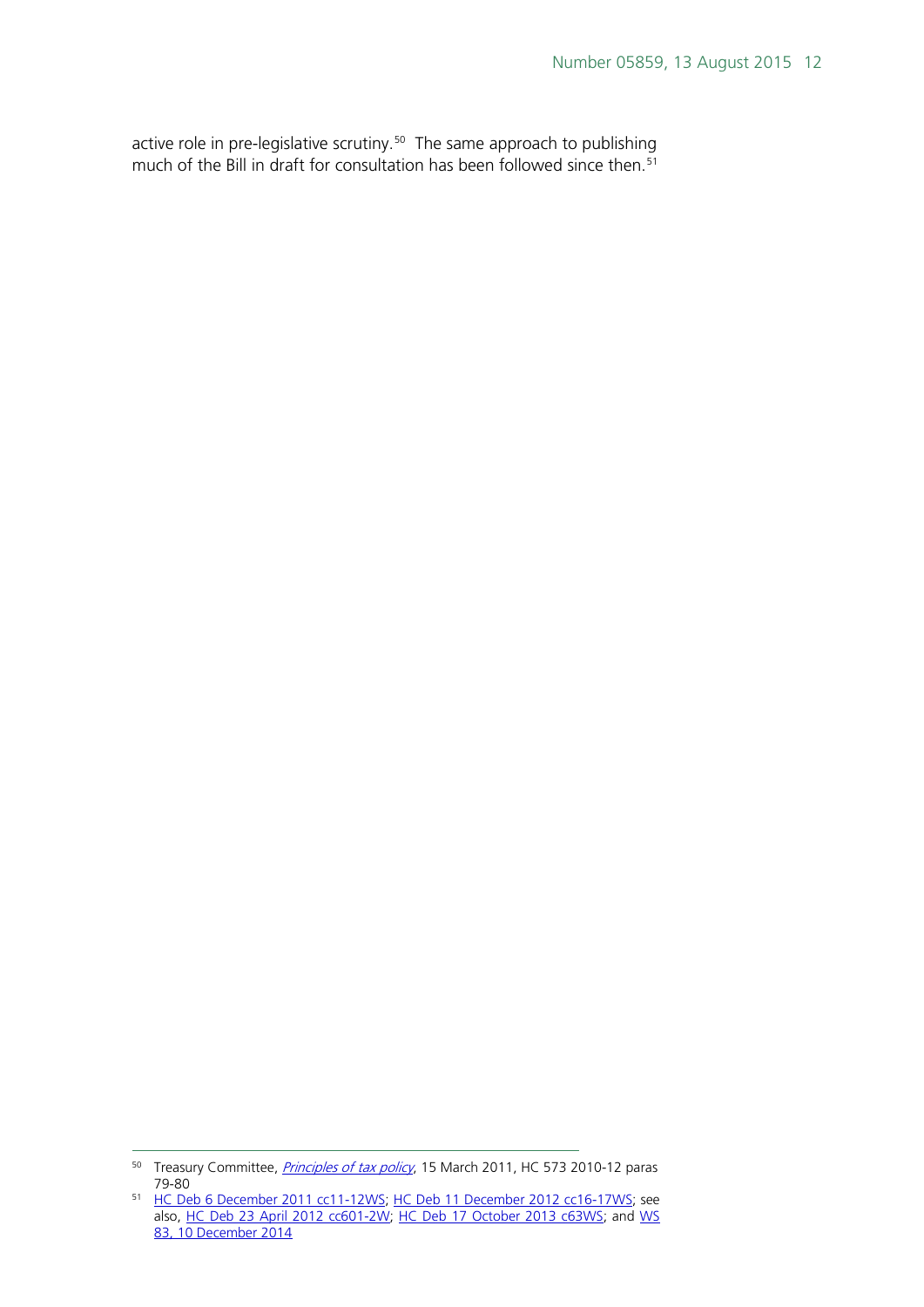active role in pre-legislative scrutiny.[50] The same approach to publishing much of the Bill in draft for consultation has been followed since then.[51]

---

[50] Treasury Committee, *Principles of tax policy*, 15 March 2011, HC 573 2010-12 paras 79-80

[51] HC Deb 6 December 2011 cc11-12WS; HC Deb 11 December 2012 cc16-17WS; see also, HC Deb 23 April 2012 cc601-2W; HC Deb 17 October 2013 c63WS; and WS 83, 10 December 2014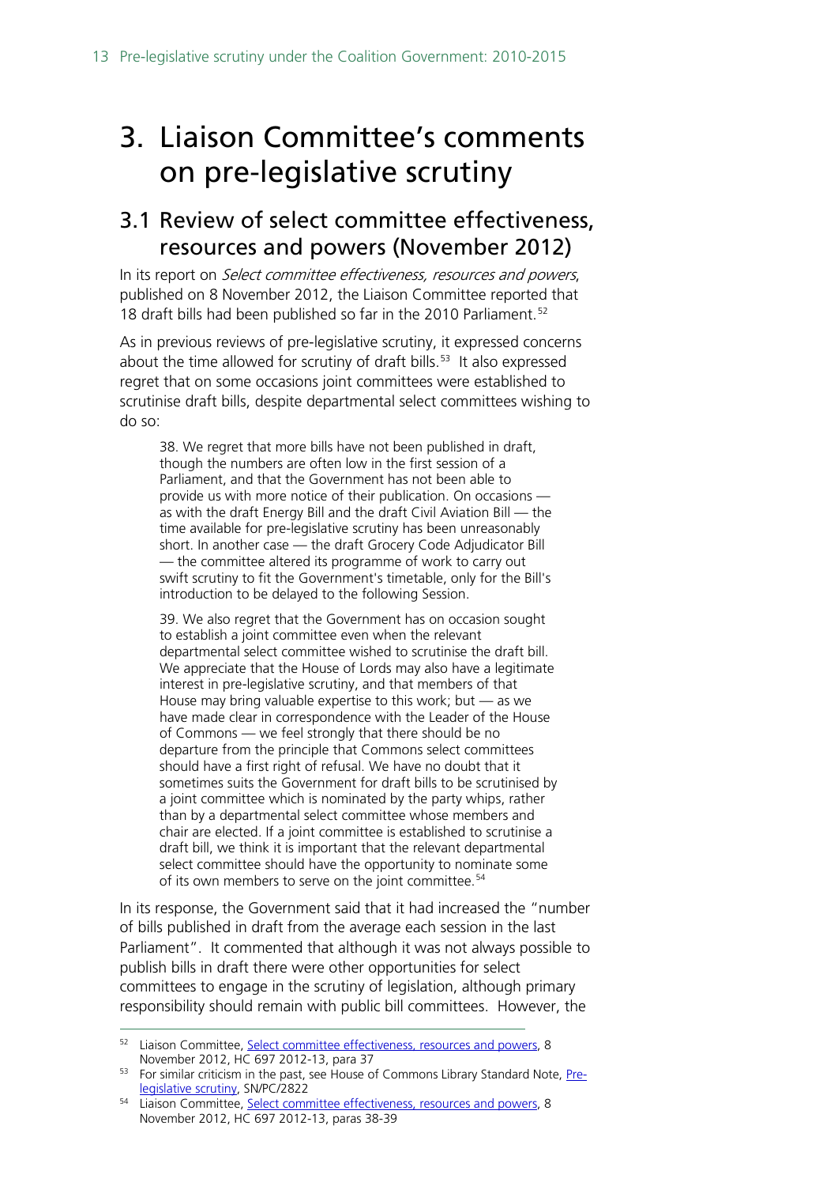# 3. Liaison Committee's comments on pre-legislative scrutiny

## 3.1 Review of select committee effectiveness, resources and powers (November 2012)

In its report on *Select committee effectiveness, resources and powers*, published on 8 November 2012, the Liaison Committee reported that 18 draft bills had been published so far in the 2010 Parliament.[52]

As in previous reviews of pre-legislative scrutiny, it expressed concerns about the time allowed for scrutiny of draft bills.[53] It also expressed regret that on some occasions joint committees were established to scrutinise draft bills, despite departmental select committees wishing to do so:

> 38. We regret that more bills have not been published in draft, though the numbers are often low in the first session of a Parliament, and that the Government has not been able to provide us with more notice of their publication. On occasions — as with the draft Energy Bill and the draft Civil Aviation Bill — the time available for pre-legislative scrutiny has been unreasonably short. In another case — the draft Grocery Code Adjudicator Bill — the committee altered its programme of work to carry out swift scrutiny to fit the Government's timetable, only for the Bill's introduction to be delayed to the following Session.
>
> 39. We also regret that the Government has on occasion sought to establish a joint committee even when the relevant departmental select committee wished to scrutinise the draft bill. We appreciate that the House of Lords may also have a legitimate interest in pre-legislative scrutiny, and that members of that House may bring valuable expertise to this work; but — as we have made clear in correspondence with the Leader of the House of Commons — we feel strongly that there should be no departure from the principle that Commons select committees should have a first right of refusal. We have no doubt that it sometimes suits the Government for draft bills to be scrutinised by a joint committee which is nominated by the party whips, rather than by a departmental select committee whose members and chair are elected. If a joint committee is established to scrutinise a draft bill, we think it is important that the relevant departmental select committee should have the opportunity to nominate some of its own members to serve on the joint committee.[54]

In its response, the Government said that it had increased the "number of bills published in draft from the average each session in the last Parliament". It commented that although it was not always possible to publish bills in draft there were other opportunities for select committees to engage in the scrutiny of legislation, although primary responsibility should remain with public bill committees. However, the

---

[52] Liaison Committee, Select committee effectiveness, resources and powers, 8 November 2012, HC 697 2012-13, para 37

[53] For similar criticism in the past, see House of Commons Library Standard Note, Pre-legislative scrutiny, SN/PC/2822

[54] Liaison Committee, Select committee effectiveness, resources and powers, 8 November 2012, HC 697 2012-13, paras 38-39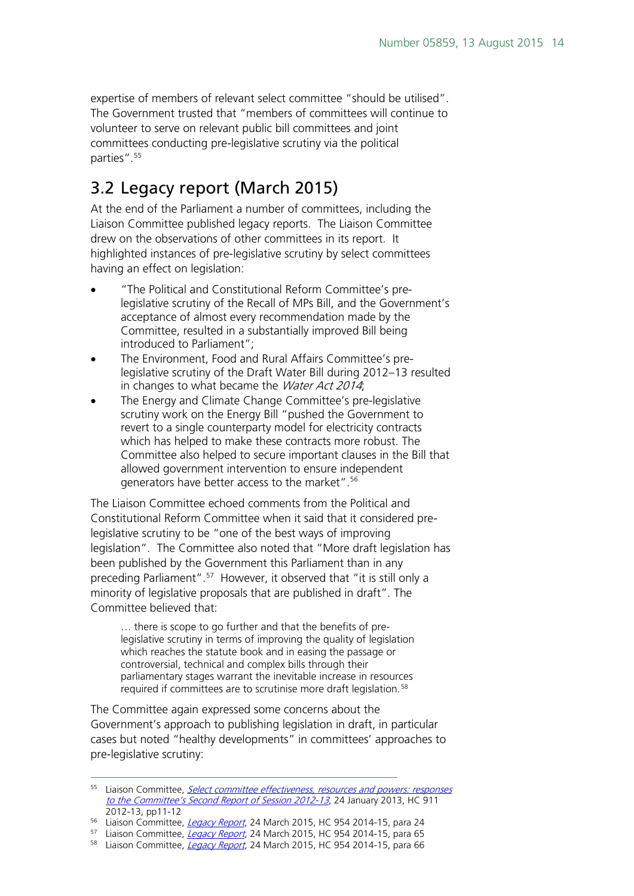expertise of members of relevant select committee "should be utilised". The Government trusted that "members of committees will continue to volunteer to serve on relevant public bill committees and joint committees conducting pre-legislative scrutiny via the political parties".[55]

## 3.2 Legacy report (March 2015)

At the end of the Parliament a number of committees, including the Liaison Committee published legacy reports. The Liaison Committee drew on the observations of other committees in its report. It highlighted instances of pre-legislative scrutiny by select committees having an effect on legislation:

- "The Political and Constitutional Reform Committee's pre-legislative scrutiny of the Recall of MPs Bill, and the Government's acceptance of almost every recommendation made by the Committee, resulted in a substantially improved Bill being introduced to Parliament";
- The Environment, Food and Rural Affairs Committee's pre-legislative scrutiny of the Draft Water Bill during 2012–13 resulted in changes to what became the *Water Act 2014*;
- The Energy and Climate Change Committee's pre-legislative scrutiny work on the Energy Bill "pushed the Government to revert to a single counterparty model for electricity contracts which has helped to make these contracts more robust. The Committee also helped to secure important clauses in the Bill that allowed government intervention to ensure independent generators have better access to the market".[56]

The Liaison Committee echoed comments from the Political and Constitutional Reform Committee when it said that it considered pre-legislative scrutiny to be "one of the best ways of improving legislation". The Committee also noted that "More draft legislation has been published by the Government this Parliament than in any preceding Parliament".[57] However, it observed that "it is still only a minority of legislative proposals that are published in draft". The Committee believed that:

> … there is scope to go further and that the benefits of pre-legislative scrutiny in terms of improving the quality of legislation which reaches the statute book and in easing the passage or controversial, technical and complex bills through their parliamentary stages warrant the inevitable increase in resources required if committees are to scrutinise more draft legislation.[58]

The Committee again expressed some concerns about the Government's approach to publishing legislation in draft, in particular cases but noted "healthy developments" in committees' approaches to pre-legislative scrutiny:

---

55 Liaison Committee, *Select committee effectiveness, resources and powers: responses to the Committee's Second Report of Session 2012-13*, 24 January 2013, HC 911 2012-13, pp11-12

56 Liaison Committee, *Legacy Report*, 24 March 2015, HC 954 2014-15, para 24

57 Liaison Committee, *Legacy Report*, 24 March 2015, HC 954 2014-15, para 65

58 Liaison Committee, *Legacy Report*, 24 March 2015, HC 954 2014-15, para 66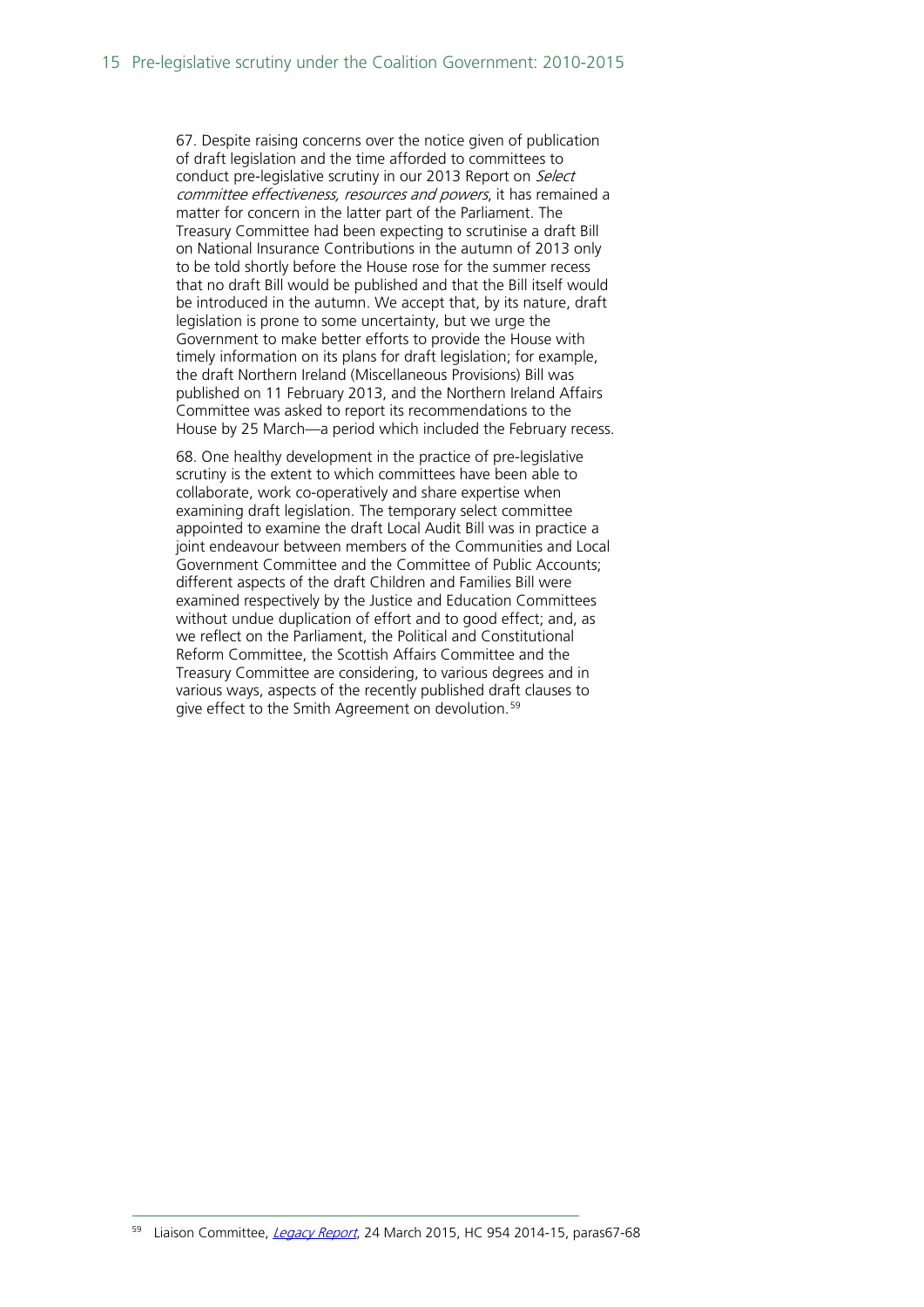67. Despite raising concerns over the notice given of publication of draft legislation and the time afforded to committees to conduct pre-legislative scrutiny in our 2013 Report on *Select committee effectiveness, resources and powers*, it has remained a matter for concern in the latter part of the Parliament. The Treasury Committee had been expecting to scrutinise a draft Bill on National Insurance Contributions in the autumn of 2013 only to be told shortly before the House rose for the summer recess that no draft Bill would be published and that the Bill itself would be introduced in the autumn. We accept that, by its nature, draft legislation is prone to some uncertainty, but we urge the Government to make better efforts to provide the House with timely information on its plans for draft legislation; for example, the draft Northern Ireland (Miscellaneous Provisions) Bill was published on 11 February 2013, and the Northern Ireland Affairs Committee was asked to report its recommendations to the House by 25 March—a period which included the February recess.

68. One healthy development in the practice of pre-legislative scrutiny is the extent to which committees have been able to collaborate, work co-operatively and share expertise when examining draft legislation. The temporary select committee appointed to examine the draft Local Audit Bill was in practice a joint endeavour between members of the Communities and Local Government Committee and the Committee of Public Accounts; different aspects of the draft Children and Families Bill were examined respectively by the Justice and Education Committees without undue duplication of effort and to good effect; and, as we reflect on the Parliament, the Political and Constitutional Reform Committee, the Scottish Affairs Committee and the Treasury Committee are considering, to various degrees and in various ways, aspects of the recently published draft clauses to give effect to the Smith Agreement on devolution.[59]

[59] Liaison Committee, *Legacy Report*, 24 March 2015, HC 954 2014-15, paras67-68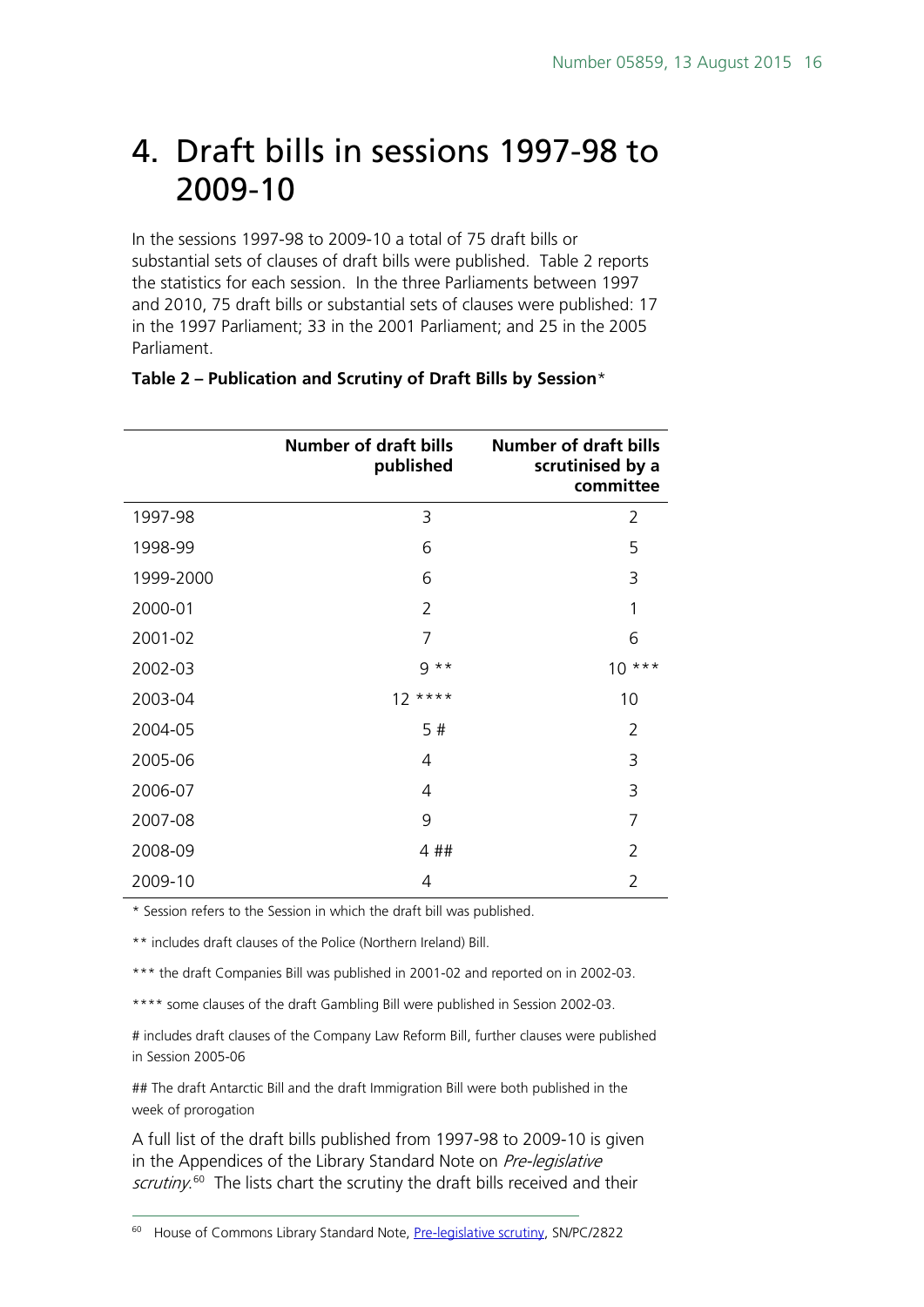# 4. Draft bills in sessions 1997-98 to 2009-10

In the sessions 1997-98 to 2009-10 a total of 75 draft bills or substantial sets of clauses of draft bills were published. Table 2 reports the statistics for each session. In the three Parliaments between 1997 and 2010, 75 draft bills or substantial sets of clauses were published: 17 in the 1997 Parliament; 33 in the 2001 Parliament; and 25 in the 2005 Parliament.

**Table 2 – Publication and Scrutiny of Draft Bills by Session***

| | Number of draft bills published | Number of draft bills scrutinised by a committee |
|---|---|---|
| 1997-98 | 3 | 2 |
| 1998-99 | 6 | 5 |
| 1999-2000 | 6 | 3 |
| 2000-01 | 2 | 1 |
| 2001-02 | 7 | 6 |
| 2002-03 | 9 ** | 10 *** |
| 2003-04 | 12 **** | 10 |
| 2004-05 | 5 # | 2 |
| 2005-06 | 4 | 3 |
| 2006-07 | 4 | 3 |
| 2007-08 | 9 | 7 |
| 2008-09 | 4 ## | 2 |
| 2009-10 | 4 | 2 |

* Session refers to the Session in which the draft bill was published.

** includes draft clauses of the Police (Northern Ireland) Bill.

*** the draft Companies Bill was published in 2001-02 and reported on in 2002-03.

**** some clauses of the draft Gambling Bill were published in Session 2002-03.

# includes draft clauses of the Company Law Reform Bill, further clauses were published in Session 2005-06

## The draft Antarctic Bill and the draft Immigration Bill were both published in the week of prorogation

A full list of the draft bills published from 1997-98 to 2009-10 is given in the Appendices of the Library Standard Note on *Pre-legislative scrutiny*.[60] The lists chart the scrutiny the draft bills received and their

[60] House of Commons Library Standard Note, Pre-legislative scrutiny, SN/PC/2822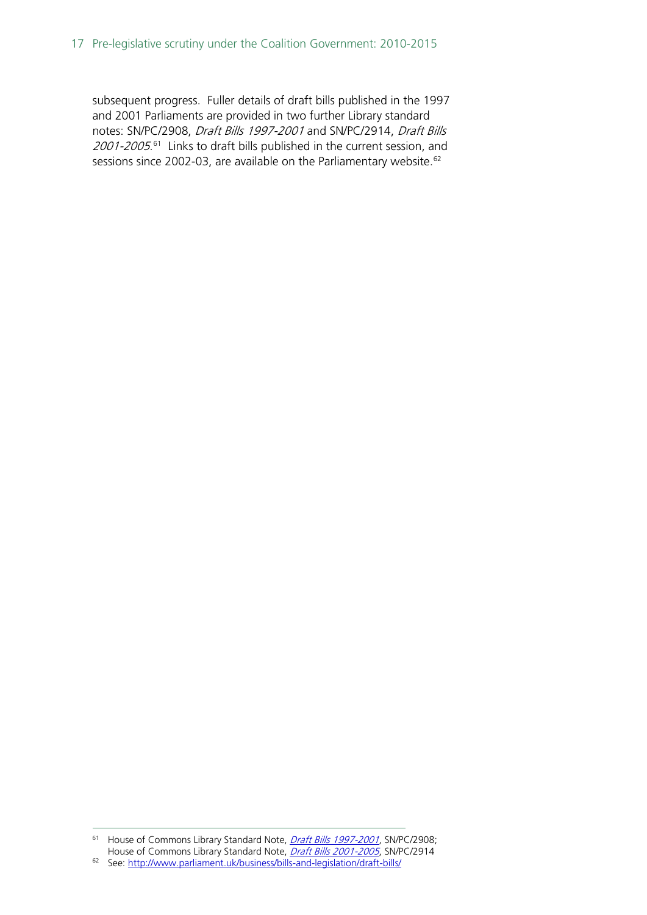subsequent progress. Fuller details of draft bills published in the 1997 and 2001 Parliaments are provided in two further Library standard notes: SN/PC/2908, *Draft Bills 1997-2001* and SN/PC/2914, *Draft Bills 2001-2005*.[61] Links to draft bills published in the current session, and sessions since 2002-03, are available on the Parliamentary website.[62]

---

[61] House of Commons Library Standard Note, *Draft Bills 1997-2001*, SN/PC/2908; House of Commons Library Standard Note, *Draft Bills 2001-2005*, SN/PC/2914

[62] See: http://www.parliament.uk/business/bills-and-legislation/draft-bills/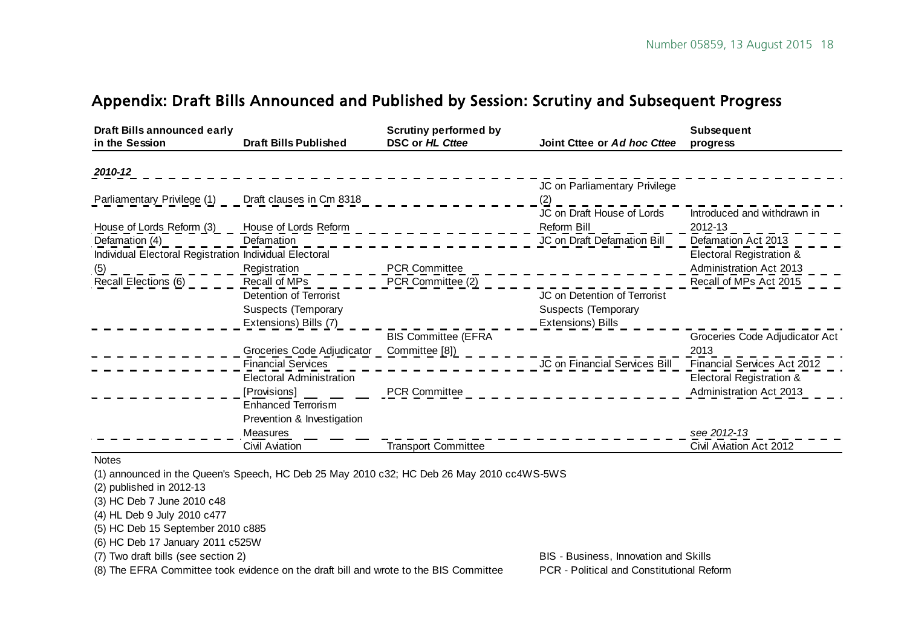## Appendix: Draft Bills Announced and Published by Session: Scrutiny and Subsequent Progress

| Draft Bills announced early in the Session | Draft Bills Published | Scrutiny performed by DSC or *HL Cttee* | Joint Cttee or *Ad hoc Cttee* | Subsequent progress |
|---|---|---|---|---|
| ***2010-12*** | | | | |
| Parliamentary Privilege (1) | Draft clauses in Cm 8318 | | JC on Parliamentary Privilege (2) | |
| House of Lords Reform (3) | House of Lords Reform | | JC on Draft House of Lords Reform Bill | Introduced and withdrawn in 2012-13 |
| Defamation (4) | Defamation | | JC on Draft Defamation Bill | Defamation Act 2013 |
| Individual Electoral Registration (5) | Individual Electoral Registration | PCR Committee | | Electoral Registration & Administration Act 2013 |
| Recall Elections (6) | Recall of MPs | PCR Committee (2) | | Recall of MPs Act 2015 |
| | Detention of Terrorist Suspects (Temporary Extensions) Bills (7) | | JC on Detention of Terrorist Suspects (Temporary Extensions) Bills | |
| | Groceries Code Adjudicator | BIS Committee (EFRA Committee [8]) | | Groceries Code Adjudicator Act 2013 |
| | Financial Services | | JC on Financial Services Bill | Financial Services Act 2012 |
| | Electoral Administration [Provisions] | PCR Committee | | Electoral Registration & Administration Act 2013 |
| | Enhanced Terrorism Prevention & Investigation Measures | | | *see 2012-13* |
| | Civil Aviation | Transport Committee | | Civil Aviation Act 2012 |

Notes

(1) announced in the Queen's Speech, HC Deb 25 May 2010 c32; HC Deb 26 May 2010 cc4WS-5WS

(2) published in 2012-13

(3) HC Deb 7 June 2010 c48

(4) HL Deb 9 July 2010 c477

(5) HC Deb 15 September 2010 c885

(6) HC Deb 17 January 2011 c525W

(7) Two draft bills (see section 2)

(8) The EFRA Committee took evidence on the draft bill and wrote to the BIS Committee

BIS - Business, Innovation and Skills

PCR - Political and Constitutional Reform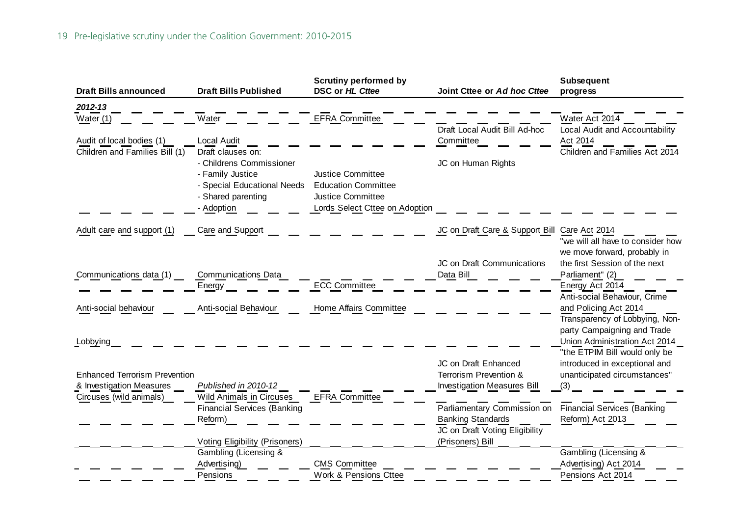| Draft Bills announced | Draft Bills Published | Scrutiny performed by DSC or *HL Cttee* | Joint Cttee or *Ad hoc Cttee* | Subsequent progress |
|---|---|---|---|---|
| ***2012-13*** | | | | |
| Water (1) | Water | EFRA Committee | | Water Act 2014 |
| Audit of local bodies (1) | Local Audit | | Draft Local Audit Bill Ad-hoc Committee | Local Audit and Accountability Act 2014 |
| Children and Families Bill (1) | Draft clauses on: | | | Children and Families Act 2014 |
| | - Childrens Commissioner | | JC on Human Rights | |
| | - Family Justice | Justice Committee | | |
| | - Special Educational Needs | Education Committee | | |
| | - Shared parenting | Justice Committee | | |
| | - Adoption | Lords Select Cttee on Adoption | | |
| Adult care and support (1) | Care and Support | | JC on Draft Care & Support Bill | Care Act 2014 |
| Communications data (1) | Communications Data | | JC on Draft Communications Data Bill | "we will all have to consider how we move forward, probably in the first Session of the next Parliament" (2) |
| | Energy | ECC Committee | | Energy Act 2014 |
| Anti-social behaviour | Anti-social Behaviour | Home Affairs Committee | | Anti-social Behaviour, Crime and Policing Act 2014 |
| Lobbying | | | | Transparency of Lobbying, Non-party Campaigning and Trade Union Administration Act 2014 |
| Enhanced Terrorism Prevention & Investigation Measures | *Published in 2010-12* | | JC on Draft Enhanced Terrorism Prevention & Investigation Measures Bill | "the ETPIM Bill would only be introduced in exceptional and unanticipated circumstances" (3) |
| Circuses (wild animals) | Wild Animals in Circuses | EFRA Committee | | |
| | Financial Services (Banking Reform) | | Parliamentary Commission on Banking Standards | Financial Services (Banking Reform) Act 2013 |
| | Voting Eligibility (Prisoners) | | JC on Draft Voting Eligibility (Prisoners) Bill | |
| | Gambling (Licensing & Advertising) | CMS Committee | | Gambling (Licensing & Advertising) Act 2014 |
| | Pensions | Work & Pensions Cttee | | Pensions Act 2014 |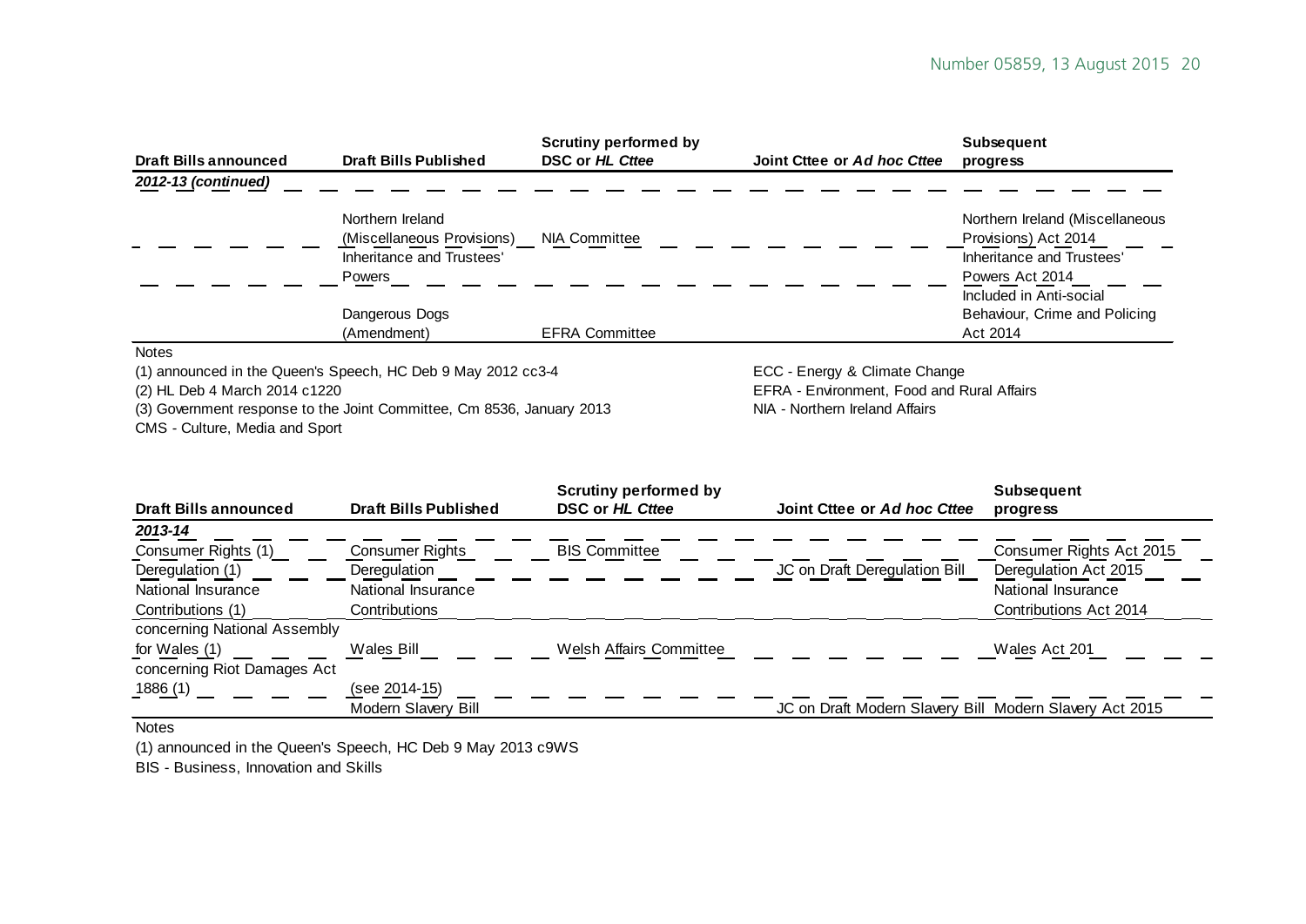| Draft Bills announced | Draft Bills Published | Scrutiny performed by DSC or *HL Cttee* | Joint Cttee or *Ad hoc Cttee* | Subsequent progress |
|---|---|---|---|---|
| ***2012-13 (continued)*** | | | | |
| | Northern Ireland (Miscellaneous Provisions) | NIA Committee | | Northern Ireland (Miscellaneous Provisions) Act 2014 |
| | Inheritance and Trustees' Powers | | | Inheritance and Trustees' Powers Act 2014 |
| | Dangerous Dogs (Amendment) | EFRA Committee | | Included in Anti-social Behaviour, Crime and Policing Act 2014 |

Notes

(1) announced in the Queen's Speech, HC Deb 9 May 2012 cc3-4

(2) HL Deb 4 March 2014 c1220

(3) Government response to the Joint Committee, Cm 8536, January 2013

CMS - Culture, Media and Sport

ECC - Energy & Climate Change

EFRA - Environment, Food and Rural Affairs

NIA - Northern Ireland Affairs

| Draft Bills announced | Draft Bills Published | Scrutiny performed by DSC or *HL Cttee* | Joint Cttee or *Ad hoc Cttee* | Subsequent progress |
|---|---|---|---|---|
| ***2013-14*** | | | | |
| Consumer Rights (1) | Consumer Rights | BIS Committee | | Consumer Rights Act 2015 |
| Deregulation (1) | Deregulation | | JC on Draft Deregulation Bill | Deregulation Act 2015 |
| National Insurance Contributions (1) | National Insurance Contributions | | | National Insurance Contributions Act 2014 |
| concerning National Assembly for Wales (1) | Wales Bill | Welsh Affairs Committee | | Wales Act 201 |
| concerning Riot Damages Act 1886 (1) | (see 2014-15) | | | |
| | Modern Slavery Bill | | JC on Draft Modern Slavery Bill | Modern Slavery Act 2015 |

Notes

(1) announced in the Queen's Speech, HC Deb 9 May 2013 c9WS

BIS - Business, Innovation and Skills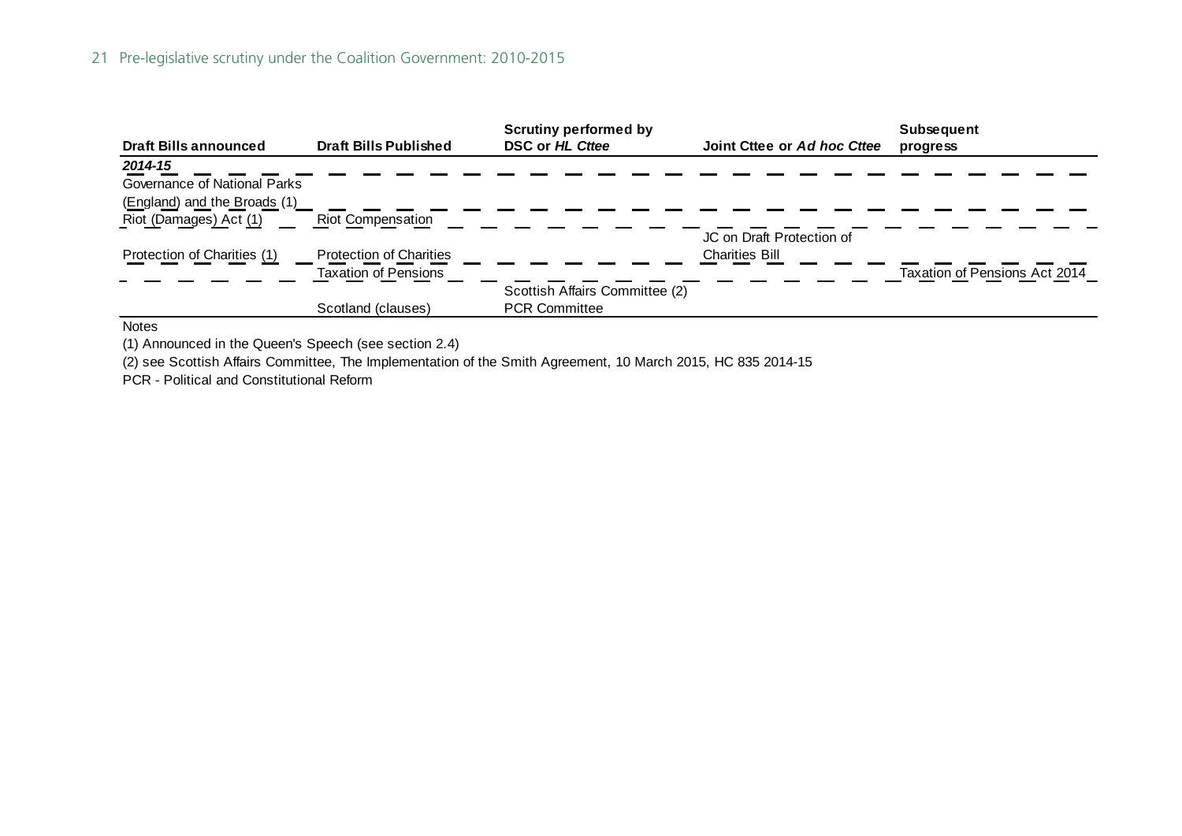| Draft Bills announced | Draft Bills Published | Scrutiny performed by DSC or *HL Cttee* | Joint Cttee or *Ad hoc Cttee* | Subsequent progress |
|---|---|---|---|---|
| ***2014-15*** | | | | |
| Governance of National Parks (England) and the Broads (1) | | | | |
| Riot (Damages) Act (1) | Riot Compensation | | | |
| Protection of Charities (1) | Protection of Charities | | JC on Draft Protection of Charities Bill | |
| | Taxation of Pensions | | | Taxation of Pensions Act 2014 |
| | Scotland (clauses) | Scottish Affairs Committee (2) PCR Committee | | |

Notes

(1) Announced in the Queen's Speech (see section 2.4)

(2) see Scottish Affairs Committee, The Implementation of the Smith Agreement, 10 March 2015, HC 835 2014-15

PCR - Political and Constitutional Reform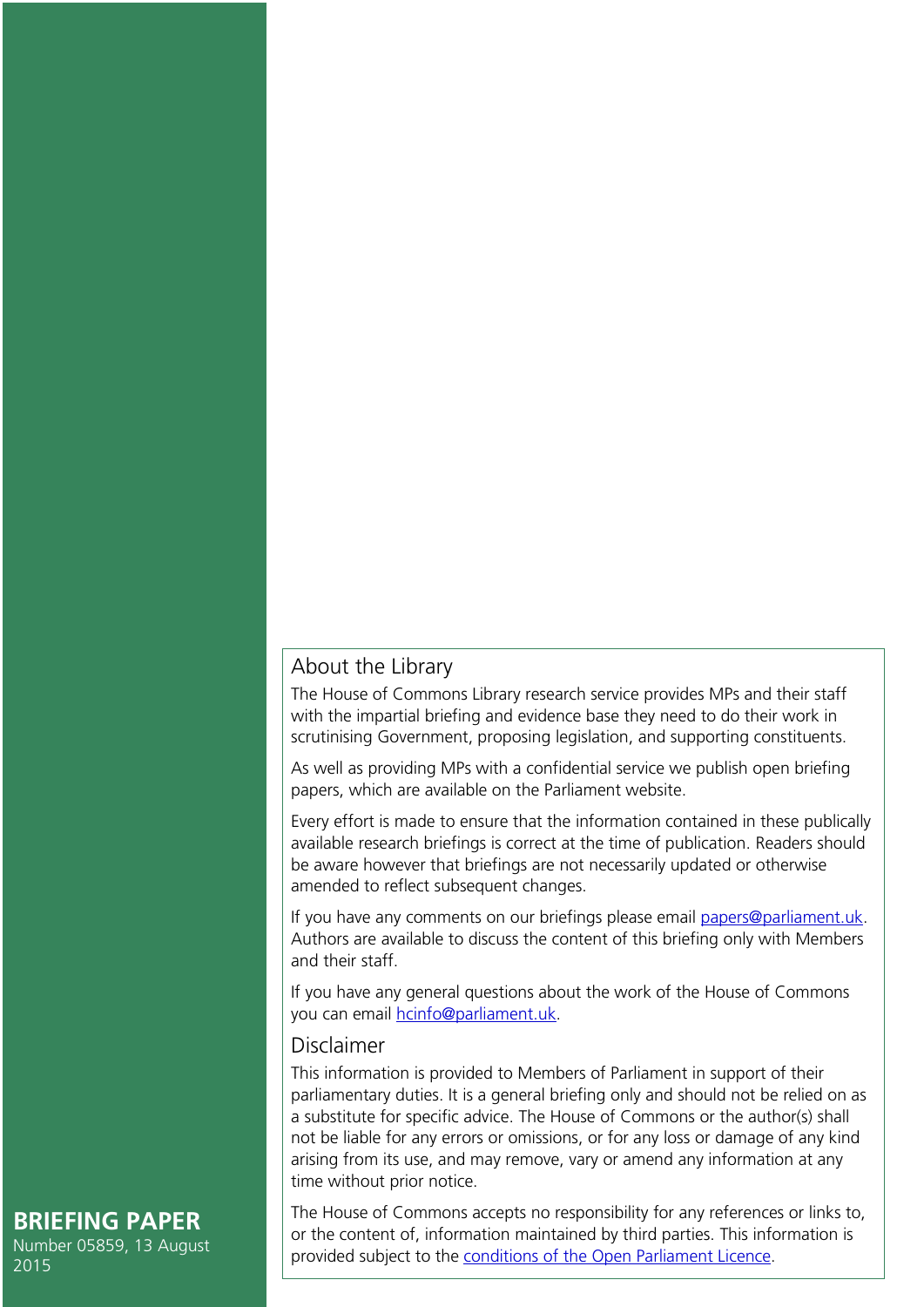## About the Library

The House of Commons Library research service provides MPs and their staff with the impartial briefing and evidence base they need to do their work in scrutinising Government, proposing legislation, and supporting constituents.

As well as providing MPs with a confidential service we publish open briefing papers, which are available on the Parliament website.

Every effort is made to ensure that the information contained in these publically available research briefings is correct at the time of publication. Readers should be aware however that briefings are not necessarily updated or otherwise amended to reflect subsequent changes.

If you have any comments on our briefings please email papers@parliament.uk. Authors are available to discuss the content of this briefing only with Members and their staff.

If you have any general questions about the work of the House of Commons you can email hcinfo@parliament.uk.

## Disclaimer

This information is provided to Members of Parliament in support of their parliamentary duties. It is a general briefing only and should not be relied on as a substitute for specific advice. The House of Commons or the author(s) shall not be liable for any errors or omissions, or for any loss or damage of any kind arising from its use, and may remove, vary or amend any information at any time without prior notice.

The House of Commons accepts no responsibility for any references or links to, or the content of, information maintained by third parties. This information is provided subject to the conditions of the Open Parliament Licence.

**BRIEFING PAPER**

Number 05859, 13 August 2015